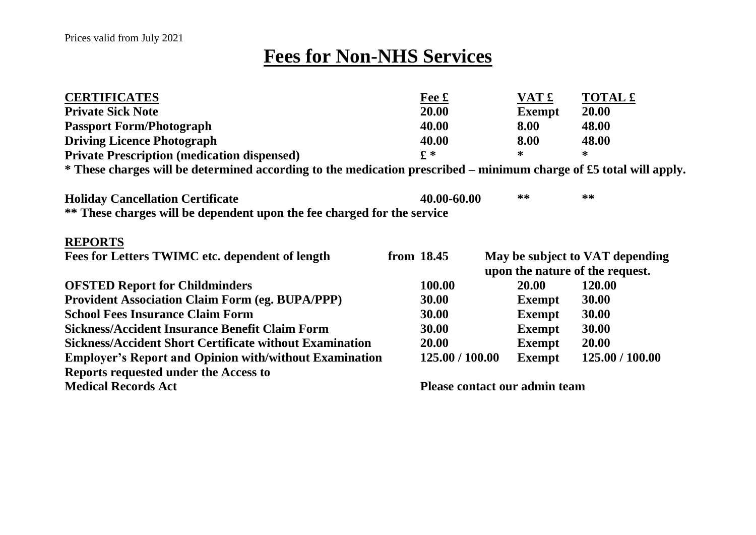Prices valid from July 2021

# Fees for Non-NHS Services

| CERTIFICATES | Fee £ | VAT £ | TOTAL £ |
|---|---|---|---|
| **Private Sick Note** | **20.00** | **Exempt** | **20.00** |
| **Passport Form/Photograph** | **40.00** | **8.00** | **48.00** |
| **Driving Licence Photograph** | **40.00** | **8.00** | **48.00** |
| **Private Prescription (medication dispensed)** | **£ *** | ***** | ***** |

**\* These charges will be determined according to the medication prescribed – minimum charge of £5 total will apply.**

| | | | |
|---|---|---|---|
| **Holiday Cancellation Certificate** | **40.00-60.00** | ****** | ****** |

**\*\* These charges will be dependent upon the fee charged for the service**

| REPORTS | | | |
|---|---|---|---|
| **Fees for Letters TWIMC etc. dependent of length** | **from 18.45** | **May be subject to VAT depending upon the nature of the request.** | |
| **OFSTED Report for Childminders** | **100.00** | **20.00** | **120.00** |
| **Provident Association Claim Form (eg. BUPA/PPP)** | **30.00** | **Exempt** | **30.00** |
| **School Fees Insurance Claim Form** | **30.00** | **Exempt** | **30.00** |
| **Sickness/Accident Insurance Benefit Claim Form** | **30.00** | **Exempt** | **30.00** |
| **Sickness/Accident Short Certificate without Examination** | **20.00** | **Exempt** | **20.00** |
| **Employer's Report and Opinion with/without Examination** | **125.00 / 100.00** | **Exempt** | **125.00 / 100.00** |
| **Reports requested under the Access to Medical Records Act** | **Please contact our admin team** | | |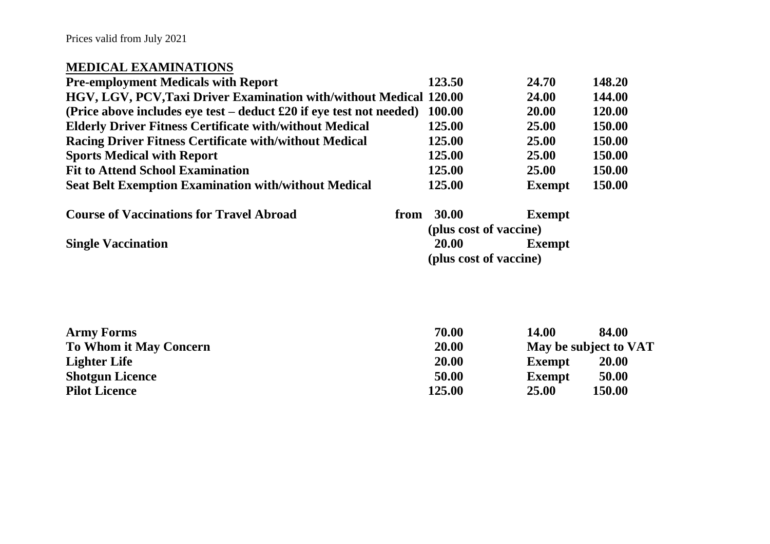Prices valid from July 2021

## MEDICAL EXAMINATIONS

| | | | | |
|---|---|---|---|---|
| **Pre-employment Medicals with Report** | | **123.50** | **24.70** | **148.20** |
| **HGV, LGV, PCV,Taxi Driver Examination with/without Medical** | | **120.00** | **24.00** | **144.00** |
| **(Price above includes eye test – deduct £20 if eye test not needed)** | | **100.00** | **20.00** | **120.00** |
| **Elderly Driver Fitness Certificate with/without Medical** | | **125.00** | **25.00** | **150.00** |
| **Racing Driver Fitness Certificate with/without Medical** | | **125.00** | **25.00** | **150.00** |
| **Sports Medical with Report** | | **125.00** | **25.00** | **150.00** |
| **Fit to Attend School Examination** | | **125.00** | **25.00** | **150.00** |
| **Seat Belt Exemption Examination with/without Medical** | | **125.00** | **Exempt** | **150.00** |
| **Course of Vaccinations for Travel Abroad** | **from** | **30.00 (plus cost of vaccine)** | **Exempt** | |
| **Single Vaccination** | | **20.00 (plus cost of vaccine)** | **Exempt** | |

| | | | |
|---|---|---|---|
| **Army Forms** | **70.00** | **14.00** | **84.00** |
| **To Whom it May Concern** | **20.00** | **May be subject to VAT** | |
| **Lighter Life** | **20.00** | **Exempt** | **20.00** |
| **Shotgun Licence** | **50.00** | **Exempt** | **50.00** |
| **Pilot Licence** | **125.00** | **25.00** | **150.00** |